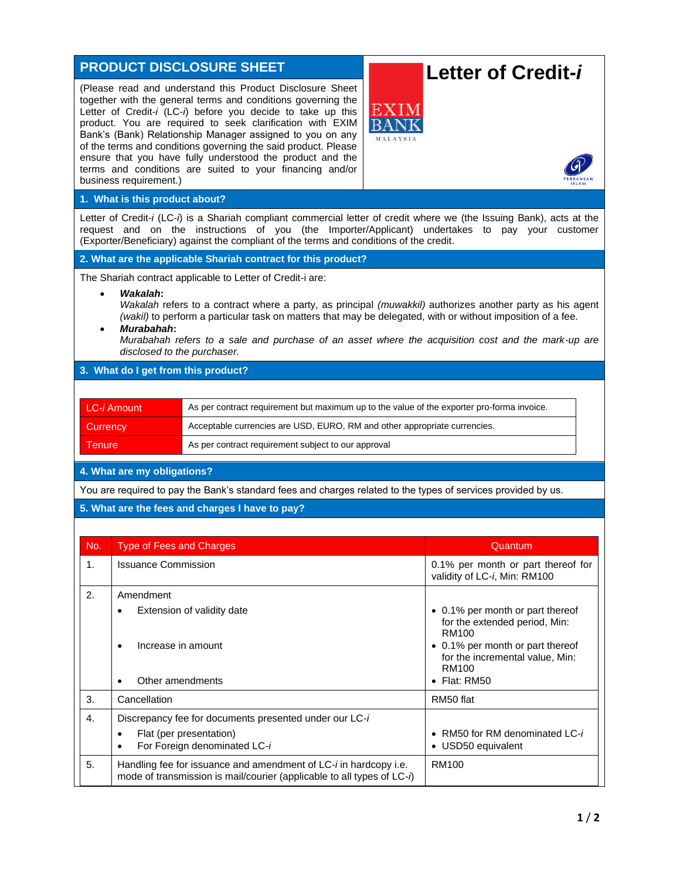# PRODUCT DISCLOSURE SHEET

# Letter of Credit-*i*

(Please read and understand this Product Disclosure Sheet together with the general terms and conditions governing the Letter of Credit-*i* (LC-*i*) before you decide to take up this product. You are required to seek clarification with EXIM Bank's (Bank) Relationship Manager assigned to you on any of the terms and conditions governing the said product. Please ensure that you have fully understood the product and the terms and conditions are suited to your financing and/or business requirement.)

## 1. What is this product about?

Letter of Credit-*i* (LC-*i*) is a Shariah compliant commercial letter of credit where we (the Issuing Bank), acts at the request and on the instructions of you (the Importer/Applicant) undertakes to pay your customer (Exporter/Beneficiary) against the compliant of the terms and conditions of the credit.

## 2. What are the applicable Shariah contract for this product?

The Shariah contract applicable to Letter of Credit-i are:

- ***Wakalah*:**
  *Wakalah* refers to a contract where a party, as principal *(muwakkil)* authorizes another party as his agent *(wakil)* to perform a particular task on matters that may be delegated, with or without imposition of a fee.
- ***Murabahah*:**
  *Murabahah refers to a sale and purchase of an asset where the acquisition cost and the mark-up are disclosed to the purchaser.*

## 3. What do I get from this product?

| | |
|---|---|
| LC-*i* Amount | As per contract requirement but maximum up to the value of the exporter pro-forma invoice. |
| Currency | Acceptable currencies are USD, EURO, RM and other appropriate currencies. |
| Tenure | As per contract requirement subject to our approval |

## 4. What are my obligations?

You are required to pay the Bank's standard fees and charges related to the types of services provided by us.

## 5. What are the fees and charges I have to pay?

| No. | Type of Fees and Charges | Quantum |
|---|---|---|
| 1. | Issuance Commission | 0.1% per month or part thereof for validity of LC-*i*, Min: RM100 |
| 2. | Amendment<br>• Extension of validity date<br>• Increase in amount<br>• Other amendments | • 0.1% per month or part thereof for the extended period, Min: RM100<br>• 0.1% per month or part thereof for the incremental value, Min: RM100<br>• Flat: RM50 |
| 3. | Cancellation | RM50 flat |
| 4. | Discrepancy fee for documents presented under our LC-*i*<br>• Flat (per presentation)<br>• For Foreign denominated LC-*i* | • RM50 for RM denominated LC-*i*<br>• USD50 equivalent |
| 5. | Handling fee for issuance and amendment of LC-*i* in hardcopy i.e. mode of transmission is mail/courier (applicable to all types of LC-*i*) | RM100 |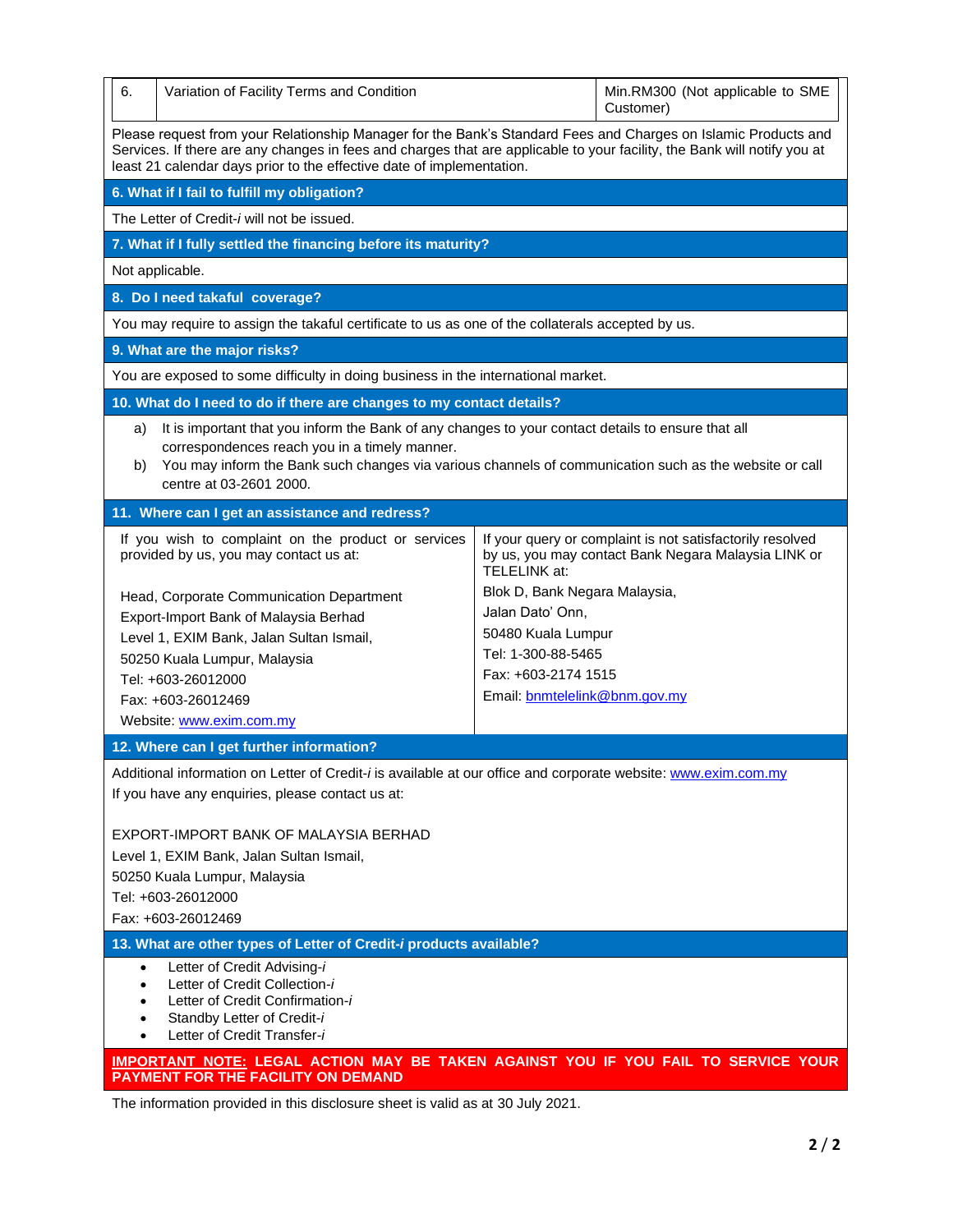| | | |
|---|---|---|
| 6. | Variation of Facility Terms and Condition | Min.RM300 (Not applicable to SME Customer) |

Please request from your Relationship Manager for the Bank's Standard Fees and Charges on Islamic Products and Services. If there are any changes in fees and charges that are applicable to your facility, the Bank will notify you at least 21 calendar days prior to the effective date of implementation.

### 6. What if I fail to fulfill my obligation?

The Letter of Credit-*i* will not be issued.

### 7. What if I fully settled the financing before its maturity?

Not applicable.

### 8. Do I need takaful coverage?

You may require to assign the takaful certificate to us as one of the collaterals accepted by us.

### 9. What are the major risks?

You are exposed to some difficulty in doing business in the international market.

### 10. What do I need to do if there are changes to my contact details?

a) It is important that you inform the Bank of any changes to your contact details to ensure that all correspondences reach you in a timely manner.

b) You may inform the Bank such changes via various channels of communication such as the website or call centre at 03-2601 2000.

### 11. Where can I get an assistance and redress?

If you wish to complaint on the product or services provided by us, you may contact us at:

Head, Corporate Communication Department
Export-Import Bank of Malaysia Berhad
Level 1, EXIM Bank, Jalan Sultan Ismail,
50250 Kuala Lumpur, Malaysia
Tel: +603-26012000
Fax: +603-26012469
Website: www.exim.com.my

If your query or complaint is not satisfactorily resolved by us, you may contact Bank Negara Malaysia LINK or TELELINK at:

Blok D, Bank Negara Malaysia,
Jalan Dato' Onn,
50480 Kuala Lumpur
Tel: 1-300-88-5465
Fax: +603-2174 1515
Email: bnmtelelink@bnm.gov.my

### 12. Where can I get further information?

Additional information on Letter of Credit-*i* is available at our office and corporate website: www.exim.com.my
If you have any enquiries, please contact us at:

EXPORT-IMPORT BANK OF MALAYSIA BERHAD
Level 1, EXIM Bank, Jalan Sultan Ismail,
50250 Kuala Lumpur, Malaysia
Tel: +603-26012000
Fax: +603-26012469

### 13. What are other types of Letter of Credit-*i* products available?

- Letter of Credit Advising-*i*
- Letter of Credit Collection-*i*
- Letter of Credit Confirmation-*i*
- Standby Letter of Credit-*i*
- Letter of Credit Transfer-*i*

**IMPORTANT NOTE: LEGAL ACTION MAY BE TAKEN AGAINST YOU IF YOU FAIL TO SERVICE YOUR PAYMENT FOR THE FACILITY ON DEMAND**

The information provided in this disclosure sheet is valid as at 30 July 2021.